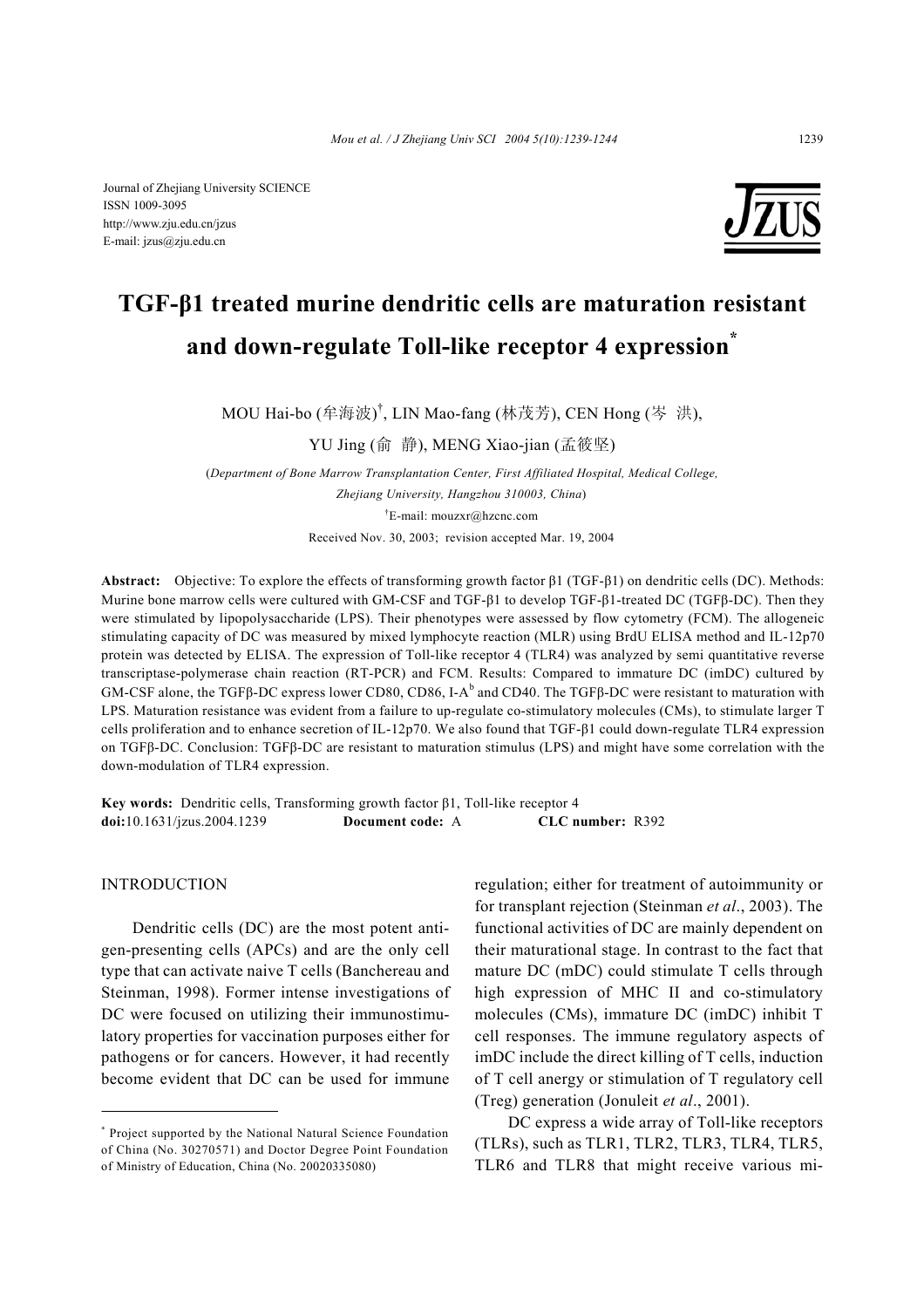Journal of Zhejiang University SCIENCE
ISSN 1009-3095
http://www.zju.edu.cn/jzus
E-mail: jzus@zju.edu.cn

# TGF-β1 treated murine dendritic cells are maturation resistant and down-regulate Toll-like receptor 4 expression*

MOU Hai-bo (牟海波)†, LIN Mao-fang (林茂芳), CEN Hong (岑 洪), YU Jing (俞 静), MENG Xiao-jian (孟筱坚)

(*Department of Bone Marrow Transplantation Center, First Affiliated Hospital, Medical College, Zhejiang University, Hangzhou 310003, China*)

†E-mail: mouzxr@hzcnc.com

Received Nov. 30, 2003; revision accepted Mar. 19, 2004

**Abstract:** Objective: To explore the effects of transforming growth factor β1 (TGF-β1) on dendritic cells (DC). Methods: Murine bone marrow cells were cultured with GM-CSF and TGF-β1 to develop TGF-β1-treated DC (TGFβ-DC). Then they were stimulated by lipopolysaccharide (LPS). Their phenotypes were assessed by flow cytometry (FCM). The allogeneic stimulating capacity of DC was measured by mixed lymphocyte reaction (MLR) using BrdU ELISA method and IL-12p70 protein was detected by ELISA. The expression of Toll-like receptor 4 (TLR4) was analyzed by semi quantitative reverse transcriptase-polymerase chain reaction (RT-PCR) and FCM. Results: Compared to immature DC (imDC) cultured by GM-CSF alone, the TGFβ-DC express lower CD80, CD86, I-A$^b$ and CD40. The TGFβ-DC were resistant to maturation with LPS. Maturation resistance was evident from a failure to up-regulate co-stimulatory molecules (CMs), to stimulate larger T cells proliferation and to enhance secretion of IL-12p70. We also found that TGF-β1 could down-regulate TLR4 expression on TGFβ-DC. Conclusion: TGFβ-DC are resistant to maturation stimulus (LPS) and might have some correlation with the down-modulation of TLR4 expression.

**Key words:** Dendritic cells, Transforming growth factor β1, Toll-like receptor 4
**doi:**10.1631/jzus.2004.1239 **Document code:** A **CLC number:** R392

## INTRODUCTION

Dendritic cells (DC) are the most potent antigen-presenting cells (APCs) and are the only cell type that can activate naive T cells (Banchereau and Steinman, 1998). Former intense investigations of DC were focused on utilizing their immunostimulatory properties for vaccination purposes either for pathogens or for cancers. However, it had recently become evident that DC can be used for immune regulation; either for treatment of autoimmunity or for transplant rejection (Steinman *et al*., 2003). The functional activities of DC are mainly dependent on their maturational stage. In contrast to the fact that mature DC (mDC) could stimulate T cells through high expression of MHC II and co-stimulatory molecules (CMs), immature DC (imDC) inhibit T cell responses. The immune regulatory aspects of imDC include the direct killing of T cells, induction of T cell anergy or stimulation of T regulatory cell (Treg) generation (Jonuleit *et al*., 2001).

DC express a wide array of Toll-like receptors (TLRs), such as TLR1, TLR2, TLR3, TLR4, TLR5, TLR6 and TLR8 that might receive various mi-

* Project supported by the National Natural Science Foundation of China (No. 30270571) and Doctor Degree Point Foundation of Ministry of Education, China (No. 20020335080)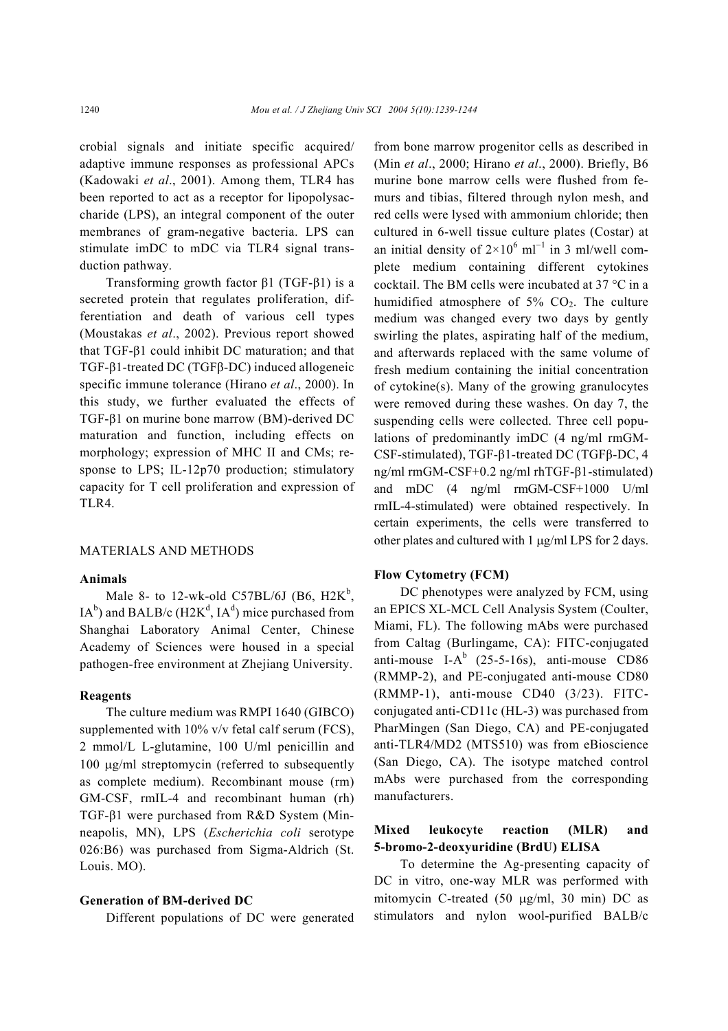crobial signals and initiate specific acquired/ adaptive immune responses as professional APCs (Kadowaki *et al*., 2001). Among them, TLR4 has been reported to act as a receptor for lipopolysaccharide (LPS), an integral component of the outer membranes of gram-negative bacteria. LPS can stimulate imDC to mDC via TLR4 signal transduction pathway.

Transforming growth factor β1 (TGF-β1) is a secreted protein that regulates proliferation, differentiation and death of various cell types (Moustakas *et al*., 2002). Previous report showed that TGF-β1 could inhibit DC maturation; and that TGF-β1-treated DC (TGFβ-DC) induced allogeneic specific immune tolerance (Hirano *et al*., 2000). In this study, we further evaluated the effects of TGF-β1 on murine bone marrow (BM)-derived DC maturation and function, including effects on morphology; expression of MHC II and CMs; response to LPS; IL-12p70 production; stimulatory capacity for T cell proliferation and expression of TLR4.

## MATERIALS AND METHODS

### Animals

Male 8- to 12-wk-old C57BL/6J (B6, $H2K^b$, $IA^b$) and BALB/c ($H2K^d$, $IA^d$) mice purchased from Shanghai Laboratory Animal Center, Chinese Academy of Sciences were housed in a special pathogen-free environment at Zhejiang University.

### Reagents

The culture medium was RMPI 1640 (GIBCO) supplemented with 10% v/v fetal calf serum (FCS), 2 mmol/L L-glutamine, 100 U/ml penicillin and 100 μg/ml streptomycin (referred to subsequently as complete medium). Recombinant mouse (rm) GM-CSF, rmIL-4 and recombinant human (rh) TGF-β1 were purchased from R&D System (Minneapolis, MN), LPS (*Escherichia coli* serotype 026:B6) was purchased from Sigma-Aldrich (St. Louis. MO).

### Generation of BM-derived DC

Different populations of DC were generated from bone marrow progenitor cells as described in (Min *et al*., 2000; Hirano *et al*., 2000). Briefly, B6 murine bone marrow cells were flushed from femurs and tibias, filtered through nylon mesh, and red cells were lysed with ammonium chloride; then cultured in 6-well tissue culture plates (Costar) at an initial density of $2\times10^6$ $ml^{-1}$ in 3 ml/well complete medium containing different cytokines cocktail. The BM cells were incubated at 37 °C in a humidified atmosphere of 5% $CO_2$. The culture medium was changed every two days by gently swirling the plates, aspirating half of the medium, and afterwards replaced with the same volume of fresh medium containing the initial concentration of cytokine(s). Many of the growing granulocytes were removed during these washes. On day 7, the suspending cells were collected. Three cell populations of predominantly imDC (4 ng/ml rmGM-CSF-stimulated), TGF-β1-treated DC (TGFβ-DC, 4 ng/ml rmGM-CSF+0.2 ng/ml rhTGF-β1-stimulated) and mDC (4 ng/ml rmGM-CSF+1000 U/ml rmIL-4-stimulated) were obtained respectively. In certain experiments, the cells were transferred to other plates and cultured with 1 μg/ml LPS for 2 days.

### Flow Cytometry (FCM)

DC phenotypes were analyzed by FCM, using an EPICS XL-MCL Cell Analysis System (Coulter, Miami, FL). The following mAbs were purchased from Caltag (Burlingame, CA): FITC-conjugated anti-mouse $I\text{-}A^b$ (25-5-16s), anti-mouse CD86 (RMMP-2), and PE-conjugated anti-mouse CD80 (RMMP-1), anti-mouse CD40 (3/23). FITC-conjugated anti-CD11c (HL-3) was purchased from PharMingen (San Diego, CA) and PE-conjugated anti-TLR4/MD2 (MTS510) was from eBioscience (San Diego, CA). The isotype matched control mAbs were purchased from the corresponding manufacturers.

### Mixed leukocyte reaction (MLR) and 5-bromo-2-deoxyuridine (BrdU) ELISA

To determine the Ag-presenting capacity of DC in vitro, one-way MLR was performed with mitomycin C-treated (50 μg/ml, 30 min) DC as stimulators and nylon wool-purified BALB/c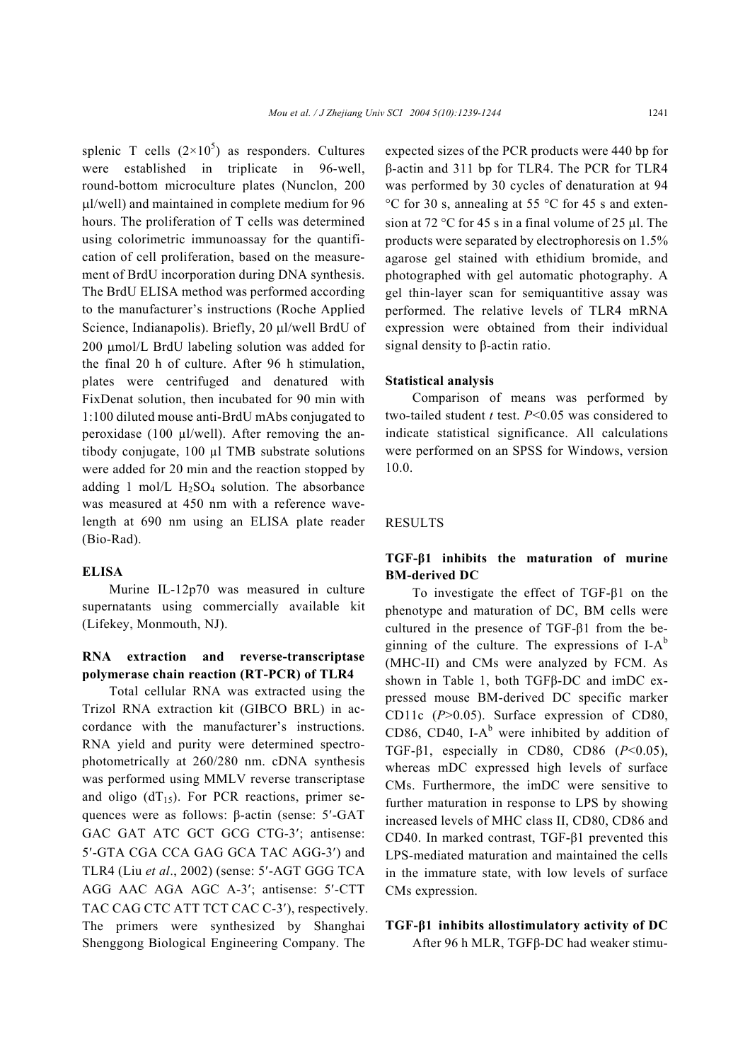splenic T cells ($2\times10^5$) as responders. Cultures were established in triplicate in 96-well, round-bottom microculture plates (Nunclon, 200 μl/well) and maintained in complete medium for 96 hours. The proliferation of T cells was determined using colorimetric immunoassay for the quantification of cell proliferation, based on the measurement of BrdU incorporation during DNA synthesis. The BrdU ELISA method was performed according to the manufacturer's instructions (Roche Applied Science, Indianapolis). Briefly, 20 μl/well BrdU of 200 μmol/L BrdU labeling solution was added for the final 20 h of culture. After 96 h stimulation, plates were centrifuged and denatured with FixDenat solution, then incubated for 90 min with 1:100 diluted mouse anti-BrdU mAbs conjugated to peroxidase (100 μl/well). After removing the antibody conjugate, 100 μl TMB substrate solutions were added for 20 min and the reaction stopped by adding 1 mol/L $H_2SO_4$ solution. The absorbance was measured at 450 nm with a reference wavelength at 690 nm using an ELISA plate reader (Bio-Rad).

### ELISA

Murine IL-12p70 was measured in culture supernatants using commercially available kit (Lifekey, Monmouth, NJ).

### RNA extraction and reverse-transcriptase polymerase chain reaction (RT-PCR) of TLR4

Total cellular RNA was extracted using the Trizol RNA extraction kit (GIBCO BRL) in accordance with the manufacturer's instructions. RNA yield and purity were determined spectrophotometrically at 260/280 nm. cDNA synthesis was performed using MMLV reverse transcriptase and oligo ($dT_{15}$). For PCR reactions, primer sequences were as follows: β-actin (sense: 5′-GAT GAC GAT ATC GCT GCG CTG-3′; antisense: 5′-GTA CGA CCA GAG GCA TAC AGG-3′) and TLR4 (Liu *et al*., 2002) (sense: 5′-AGT GGG TCA AGG AAC AGA AGC A-3′; antisense: 5′-CTT TAC CAG CTC ATT TCT CAC C-3′), respectively. The primers were synthesized by Shanghai Shenggong Biological Engineering Company. The expected sizes of the PCR products were 440 bp for β-actin and 311 bp for TLR4. The PCR for TLR4 was performed by 30 cycles of denaturation at 94 °C for 30 s, annealing at 55 °C for 45 s and extension at 72 °C for 45 s in a final volume of 25 μl. The products were separated by electrophoresis on 1.5% agarose gel stained with ethidium bromide, and photographed with gel automatic photography. A gel thin-layer scan for semiquantitive assay was performed. The relative levels of TLR4 mRNA expression were obtained from their individual signal density to β-actin ratio.

### Statistical analysis

Comparison of means was performed by two-tailed student *t* test. $P<0.05$ was considered to indicate statistical significance. All calculations were performed on an SPSS for Windows, version 10.0.

## RESULTS

### TGF-β1 inhibits the maturation of murine BM-derived DC

To investigate the effect of TGF-β1 on the phenotype and maturation of DC, BM cells were cultured in the presence of TGF-β1 from the beginning of the culture. The expressions of $I\text{-}A^b$ (MHC-II) and CMs were analyzed by FCM. As shown in Table 1, both TGFβ-DC and imDC expressed mouse BM-derived DC specific marker CD11c ($P>0.05$). Surface expression of CD80, CD86, CD40, $I\text{-}A^b$ were inhibited by addition of TGF-β1, especially in CD80, CD86 ($P<0.05$), whereas mDC expressed high levels of surface CMs. Furthermore, the imDC were sensitive to further maturation in response to LPS by showing increased levels of MHC class II, CD80, CD86 and CD40. In marked contrast, TGF-β1 prevented this LPS-mediated maturation and maintained the cells in the immature state, with low levels of surface CMs expression.

### TGF-β1 inhibits allostimulatory activity of DC

After 96 h MLR, TGFβ-DC had weaker stimu-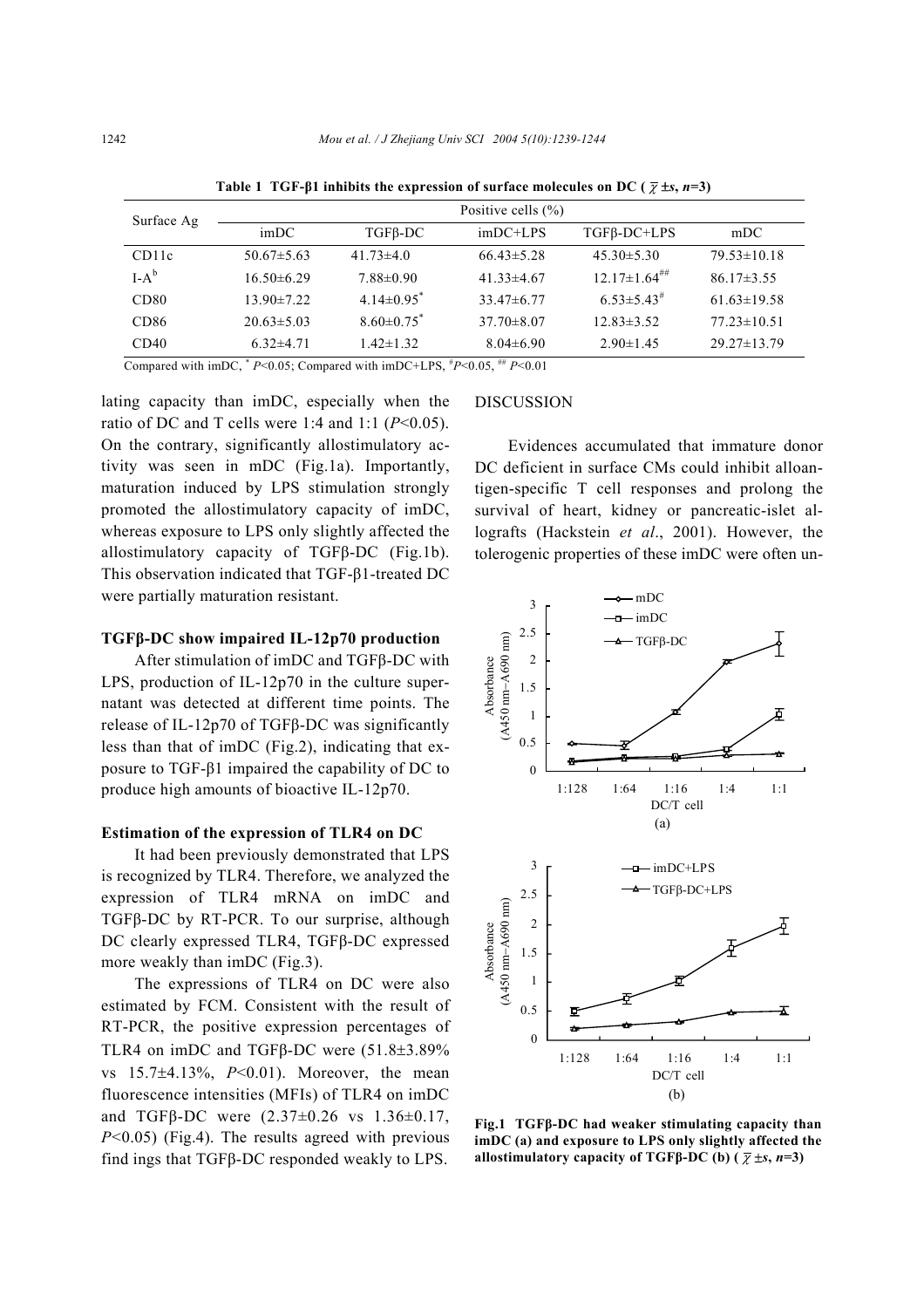**Table 1 TGF-β1 inhibits the expression of surface molecules on DC ( $\bar{\chi}$ ±*s*, *n*=3)**

| Surface Ag | Positive cells (%) | | | | |
|---|---|---|---|---|---|
| | imDC | TGFβ-DC | imDC+LPS | TGFβ-DC+LPS | mDC |
| CD11c | 50.67±5.63 | 41.73±4.0 | 66.43±5.28 | 45.30±5.30 | 79.53±10.18 |
| I-A$^{b}$ | 16.50±6.29 | 7.88±0.90 | 41.33±4.67 | 12.17±1.64$^{\#\#}$ | 86.17±3.55 |
| CD80 | 13.90±7.22 | 4.14±0.95$^{*}$ | 33.47±6.77 | 6.53±5.43$^{\#}$ | 61.63±19.58 |
| CD86 | 20.63±5.03 | 8.60±0.75$^{*}$ | 37.70±8.07 | 12.83±3.52 | 77.23±10.51 |
| CD40 | 6.32±4.71 | 1.42±1.32 | 8.04±6.90 | 2.90±1.45 | 29.27±13.79 |

Compared with imDC, $^{*}$ $P<0.05$; Compared with imDC+LPS, $^{\#}P<0.05$, $^{\#\#}$ $P<0.01$

lating capacity than imDC, especially when the ratio of DC and T cells were 1:4 and 1:1 ($P<0.05$). On the contrary, significantly allostimulatory activity was seen in mDC (Fig.1a). Importantly, maturation induced by LPS stimulation strongly promoted the allostimulatory capacity of imDC, whereas exposure to LPS only slightly affected the allostimulatory capacity of TGFβ-DC (Fig.1b). This observation indicated that TGF-β1-treated DC were partially maturation resistant.

### TGFβ-DC show impaired IL-12p70 production

After stimulation of imDC and TGFβ-DC with LPS, production of IL-12p70 in the culture supernatant was detected at different time points. The release of IL-12p70 of TGFβ-DC was significantly less than that of imDC (Fig.2), indicating that exposure to TGF-β1 impaired the capability of DC to produce high amounts of bioactive IL-12p70.

### Estimation of the expression of TLR4 on DC

It had been previously demonstrated that LPS is recognized by TLR4. Therefore, we analyzed the expression of TLR4 mRNA on imDC and TGFβ-DC by RT-PCR. To our surprise, although DC clearly expressed TLR4, TGFβ-DC expressed more weakly than imDC (Fig.3).

The expressions of TLR4 on DC were also estimated by FCM. Consistent with the result of RT-PCR, the positive expression percentages of TLR4 on imDC and TGFβ-DC were (51.8±3.89% vs 15.7±4.13%, $P<0.01$). Moreover, the mean fluorescence intensities (MFIs) of TLR4 on imDC and TGFβ-DC were (2.37±0.26 vs 1.36±0.17, $P<0.05$) (Fig.4). The results agreed with previous find ings that TGFβ-DC responded weakly to LPS.

## DISCUSSION

Evidences accumulated that immature donor DC deficient in surface CMs could inhibit alloantigen-specific T cell responses and prolong the survival of heart, kidney or pancreatic-islet allografts (Hackstein *et al*., 2001). However, the tolerogenic properties of these imDC were often un-

**Fig.1 TGFβ-DC had weaker stimulating capacity than imDC (a) and exposure to LPS only slightly affected the allostimulatory capacity of TGFβ-DC (b) ( $\bar{\chi}$ ±*s*, *n*=3)**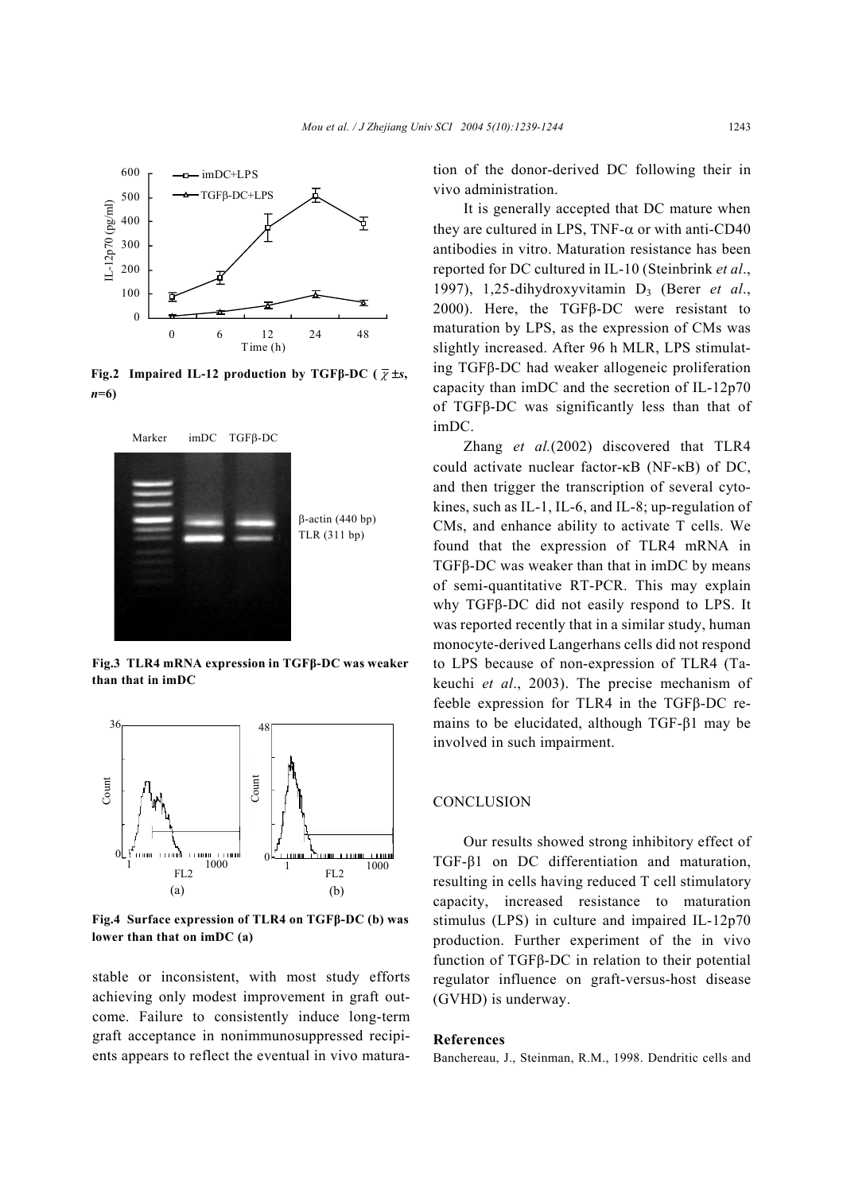Fig.2 Impaired IL-12 production by TGFβ-DC ( $\bar{\chi}\pm s$, $n$=6)

Fig.3 TLR4 mRNA expression in TGFβ-DC was weaker than that in imDC

Fig.4 Surface expression of TLR4 on TGFβ-DC (b) was lower than that on imDC (a)

stable or inconsistent, with most study efforts achieving only modest improvement in graft outcome. Failure to consistently induce long-term graft acceptance in nonimmunosuppressed recipients appears to reflect the eventual in vivo maturation of the donor-derived DC following their in vivo administration.

It is generally accepted that DC mature when they are cultured in LPS, TNF-α or with anti-CD40 antibodies in vitro. Maturation resistance has been reported for DC cultured in IL-10 (Steinbrink *et al*., 1997), 1,25-dihydroxyvitamin $D_3$ (Berer *et al*., 2000). Here, the TGFβ-DC were resistant to maturation by LPS, as the expression of CMs was slightly increased. After 96 h MLR, LPS stimulating TGFβ-DC had weaker allogeneic proliferation capacity than imDC and the secretion of IL-12p70 of TGFβ-DC was significantly less than that of imDC.

Zhang *et al.*(2002) discovered that TLR4 could activate nuclear factor-κB (NF-κB) of DC, and then trigger the transcription of several cytokines, such as IL-1, IL-6, and IL-8; up-regulation of CMs, and enhance ability to activate T cells. We found that the expression of TLR4 mRNA in TGFβ-DC was weaker than that in imDC by means of semi-quantitative RT-PCR. This may explain why TGFβ-DC did not easily respond to LPS. It was reported recently that in a similar study, human monocyte-derived Langerhans cells did not respond to LPS because of non-expression of TLR4 (Takeuchi *et al*., 2003). The precise mechanism of feeble expression for TLR4 in the TGFβ-DC remains to be elucidated, although TGF-β1 may be involved in such impairment.

## CONCLUSION

Our results showed strong inhibitory effect of TGF-β1 on DC differentiation and maturation, resulting in cells having reduced T cell stimulatory capacity, increased resistance to maturation stimulus (LPS) in culture and impaired IL-12p70 production. Further experiment of the in vivo function of TGFβ-DC in relation to their potential regulator influence on graft-versus-host disease (GVHD) is underway.

## References

Banchereau, J., Steinman, R.M., 1998. Dendritic cells and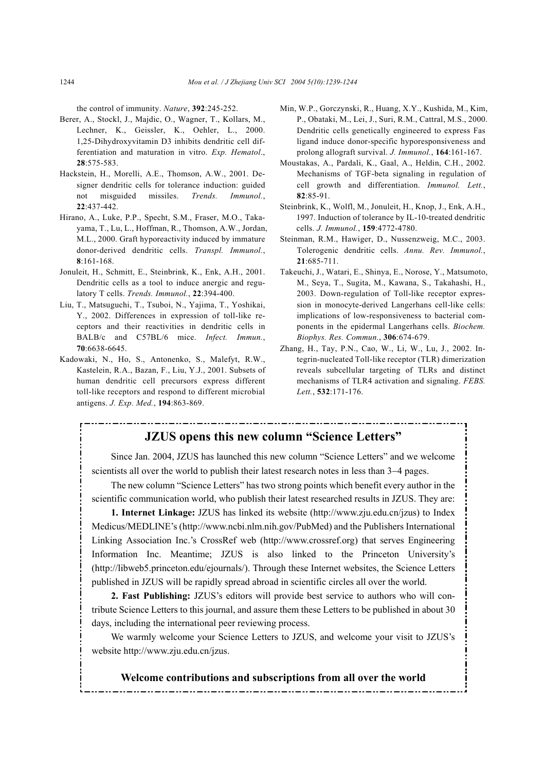the control of immunity. *Nature*, **392**:245-252.

Berer, A., Stockl, J., Majdic, O., Wagner, T., Kollars, M., Lechner, K., Geissler, K., Oehler, L., 2000. 1,25-Dihydroxyvitamin D3 inhibits dendritic cell differentiation and maturation in vitro. *Exp. Hematol*., **28**:575-583.

Hackstein, H., Morelli, A.E., Thomson, A.W., 2001. Designer dendritic cells for tolerance induction: guided not misguided missiles. *Trends. Immunol.*, **22**:437-442.

Hirano, A., Luke, P.P., Specht, S.M., Fraser, M.O., Takayama, T., Lu, L., Hoffman, R., Thomson, A.W., Jordan, M.L., 2000. Graft hyporeactivity induced by immature donor-derived dendritic cells. *Transpl. Immunol.*, **8**:161-168.

Jonuleit, H., Schmitt, E., Steinbrink, K., Enk, A.H., 2001. Dendritic cells as a tool to induce anergic and regulatory T cells. *Trends. Immunol.*, **22**:394-400.

Liu, T., Matsuguchi, T., Tsuboi, N., Yajima, T., Yoshikai, Y., 2002. Differences in expression of toll-like receptors and their reactivities in dendritic cells in BALB/c and C57BL/6 mice. *Infect. Immun.*, **70**:6638-6645.

Kadowaki, N., Ho, S., Antonenko, S., Malefyt, R.W., Kastelein, R.A., Bazan, F., Liu, Y.J., 2001. Subsets of human dendritic cell precursors express different toll-like receptors and respond to different microbial antigens. *J. Exp. Med.*, **194**:863-869.

Min, W.P., Gorczynski, R., Huang, X.Y., Kushida, M., Kim, P., Obataki, M., Lei, J., Suri, R.M., Cattral, M.S., 2000. Dendritic cells genetically engineered to express Fas ligand induce donor-specific hyporesponsiveness and prolong allograft survival. *J. Immunol.*, **164**:161-167.

Moustakas, A., Pardali, K., Gaal, A., Heldin, C.H., 2002. Mechanisms of TGF-beta signaling in regulation of cell growth and differentiation. *Immunol. Lett.*, **82**:85-91.

Steinbrink, K., Wolfl, M., Jonuleit, H., Knop, J., Enk, A.H., 1997. Induction of tolerance by IL-10-treated dendritic cells. *J. Immunol.*, **159**:4772-4780.

Steinman, R.M., Hawiger, D., Nussenzweig, M.C., 2003. Tolerogenic dendritic cells. *Annu. Rev. Immunol.*, **21**:685-711.

Takeuchi, J., Watari, E., Shinya, E., Norose, Y., Matsumoto, M., Seya, T., Sugita, M., Kawana, S., Takahashi, H., 2003. Down-regulation of Toll-like receptor expression in monocyte-derived Langerhans cell-like cells: implications of low-responsiveness to bacterial components in the epidermal Langerhans cells. *Biochem. Biophys. Res. Commun.*, **306**:674-679.

Zhang, H., Tay, P.N., Cao, W., Li, W., Lu, J., 2002. Integrin-nucleated Toll-like receptor (TLR) dimerization reveals subcellular targeting of TLRs and distinct mechanisms of TLR4 activation and signaling. *FEBS. Lett.*, **532**:171-176.

## JZUS opens this new column "Science Letters"

Since Jan. 2004, JZUS has launched this new column "Science Letters" and we welcome scientists all over the world to publish their latest research notes in less than 3−4 pages.

The new column "Science Letters" has two strong points which benefit every author in the scientific communication world, who publish their latest researched results in JZUS. They are:

**1. Internet Linkage:** JZUS has linked its website (http://www.zju.edu.cn/jzus) to Index Medicus/MEDLINE's (http://www.ncbi.nlm.nih.gov/PubMed) and the Publishers International Linking Association Inc.'s CrossRef web (http://www.crossref.org) that serves Engineering Information Inc. Meantime; JZUS is also linked to the Princeton University's (http://libweb5.princeton.edu/ejournals/). Through these Internet websites, the Science Letters published in JZUS will be rapidly spread abroad in scientific circles all over the world.

**2. Fast Publishing:** JZUS's editors will provide best service to authors who will contribute Science Letters to this journal, and assure them these Letters to be published in about 30 days, including the international peer reviewing process.

We warmly welcome your Science Letters to JZUS, and welcome your visit to JZUS's website http://www.zju.edu.cn/jzus.

**Welcome contributions and subscriptions from all over the world**